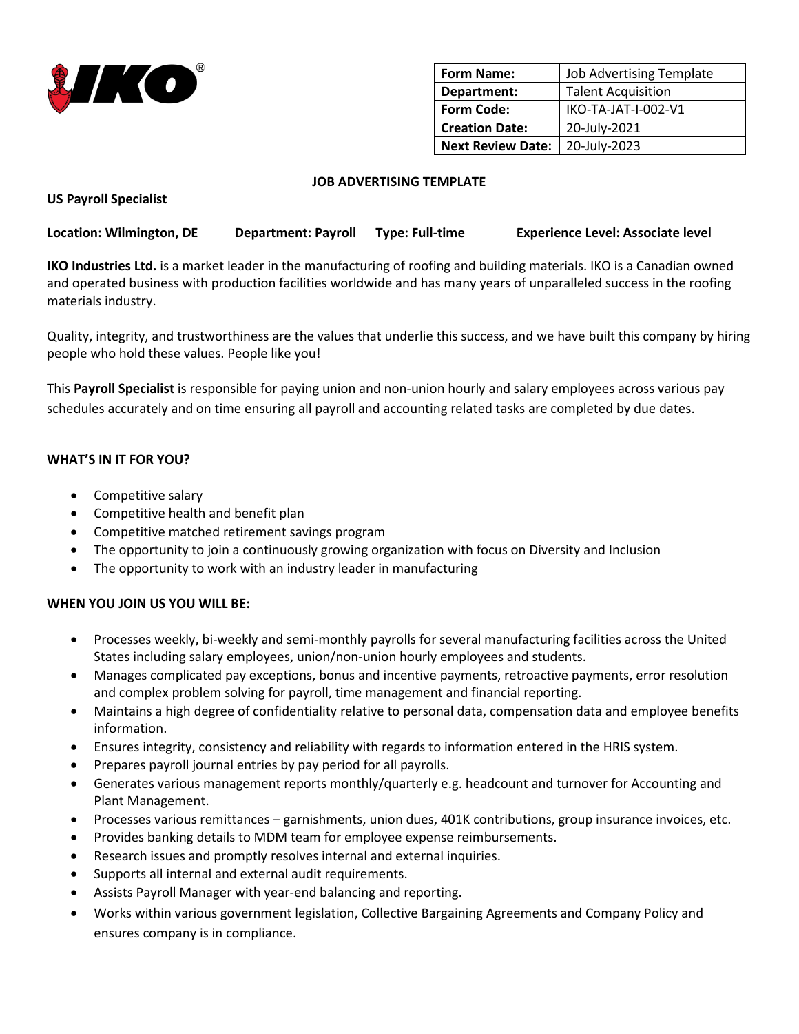| Form Name: | Job Advertising Template |
| --- | --- |
| Department: | Talent Acquisition |
| Form Code: | IKO-TA-JAT-I-002-V1 |
| Creation Date: | 20-July-2021 |
| Next Review Date: | 20-July-2023 |

**JOB ADVERTISING TEMPLATE**

**US Payroll Specialist**

**Location: Wilmington, DE** **Department: Payroll** **Type: Full-time** **Experience Level: Associate level**

**IKO Industries Ltd.** is a market leader in the manufacturing of roofing and building materials. IKO is a Canadian owned and operated business with production facilities worldwide and has many years of unparalleled success in the roofing materials industry.

Quality, integrity, and trustworthiness are the values that underlie this success, and we have built this company by hiring people who hold these values. People like you!

This **Payroll Specialist** is responsible for paying union and non-union hourly and salary employees across various pay schedules accurately and on time ensuring all payroll and accounting related tasks are completed by due dates.

**WHAT'S IN IT FOR YOU?**

- Competitive salary
- Competitive health and benefit plan
- Competitive matched retirement savings program
- The opportunity to join a continuously growing organization with focus on Diversity and Inclusion
- The opportunity to work with an industry leader in manufacturing

**WHEN YOU JOIN US YOU WILL BE:**

- Processes weekly, bi-weekly and semi-monthly payrolls for several manufacturing facilities across the United States including salary employees, union/non-union hourly employees and students.
- Manages complicated pay exceptions, bonus and incentive payments, retroactive payments, error resolution and complex problem solving for payroll, time management and financial reporting.
- Maintains a high degree of confidentiality relative to personal data, compensation data and employee benefits information.
- Ensures integrity, consistency and reliability with regards to information entered in the HRIS system.
- Prepares payroll journal entries by pay period for all payrolls.
- Generates various management reports monthly/quarterly e.g. headcount and turnover for Accounting and Plant Management.
- Processes various remittances – garnishments, union dues, 401K contributions, group insurance invoices, etc.
- Provides banking details to MDM team for employee expense reimbursements.
- Research issues and promptly resolves internal and external inquiries.
- Supports all internal and external audit requirements.
- Assists Payroll Manager with year-end balancing and reporting.
- Works within various government legislation, Collective Bargaining Agreements and Company Policy and ensures company is in compliance.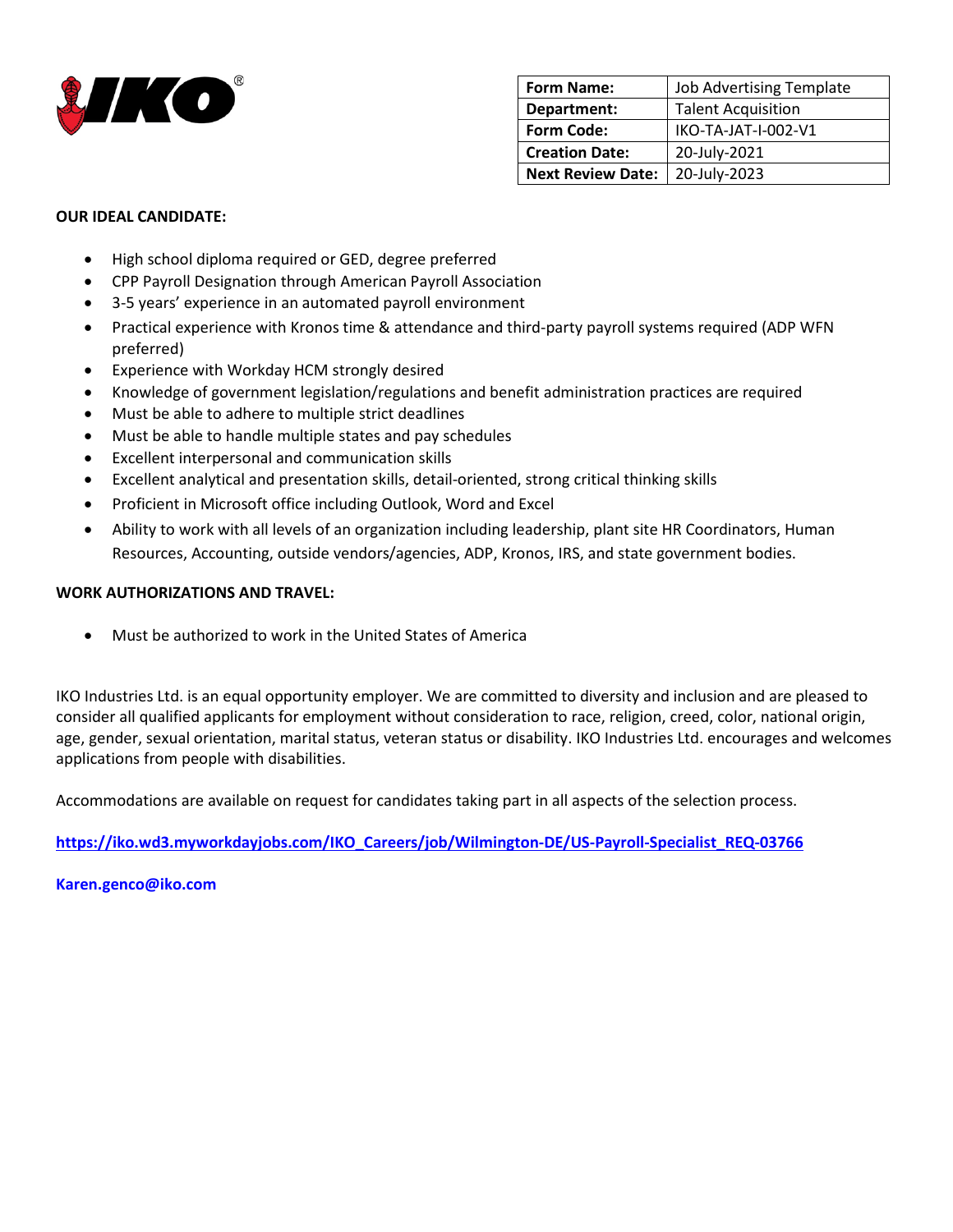| Form Name: | Job Advertising Template |
| --- | --- |
| Department: | Talent Acquisition |
| Form Code: | IKO-TA-JAT-I-002-V1 |
| Creation Date: | 20-July-2021 |
| Next Review Date: | 20-July-2023 |

**OUR IDEAL CANDIDATE:**

- High school diploma required or GED, degree preferred
- CPP Payroll Designation through American Payroll Association
- 3-5 years' experience in an automated payroll environment
- Practical experience with Kronos time & attendance and third-party payroll systems required (ADP WFN preferred)
- Experience with Workday HCM strongly desired
- Knowledge of government legislation/regulations and benefit administration practices are required
- Must be able to adhere to multiple strict deadlines
- Must be able to handle multiple states and pay schedules
- Excellent interpersonal and communication skills
- Excellent analytical and presentation skills, detail-oriented, strong critical thinking skills
- Proficient in Microsoft office including Outlook, Word and Excel
- Ability to work with all levels of an organization including leadership, plant site HR Coordinators, Human Resources, Accounting, outside vendors/agencies, ADP, Kronos, IRS, and state government bodies.

**WORK AUTHORIZATIONS AND TRAVEL:**

- Must be authorized to work in the United States of America

IKO Industries Ltd. is an equal opportunity employer. We are committed to diversity and inclusion and are pleased to consider all qualified applicants for employment without consideration to race, religion, creed, color, national origin, age, gender, sexual orientation, marital status, veteran status or disability. IKO Industries Ltd. encourages and welcomes applications from people with disabilities.

Accommodations are available on request for candidates taking part in all aspects of the selection process.

**https://iko.wd3.myworkdayjobs.com/IKO_Careers/job/Wilmington-DE/US-Payroll-Specialist_REQ-03766**

**Karen.genco@iko.com**